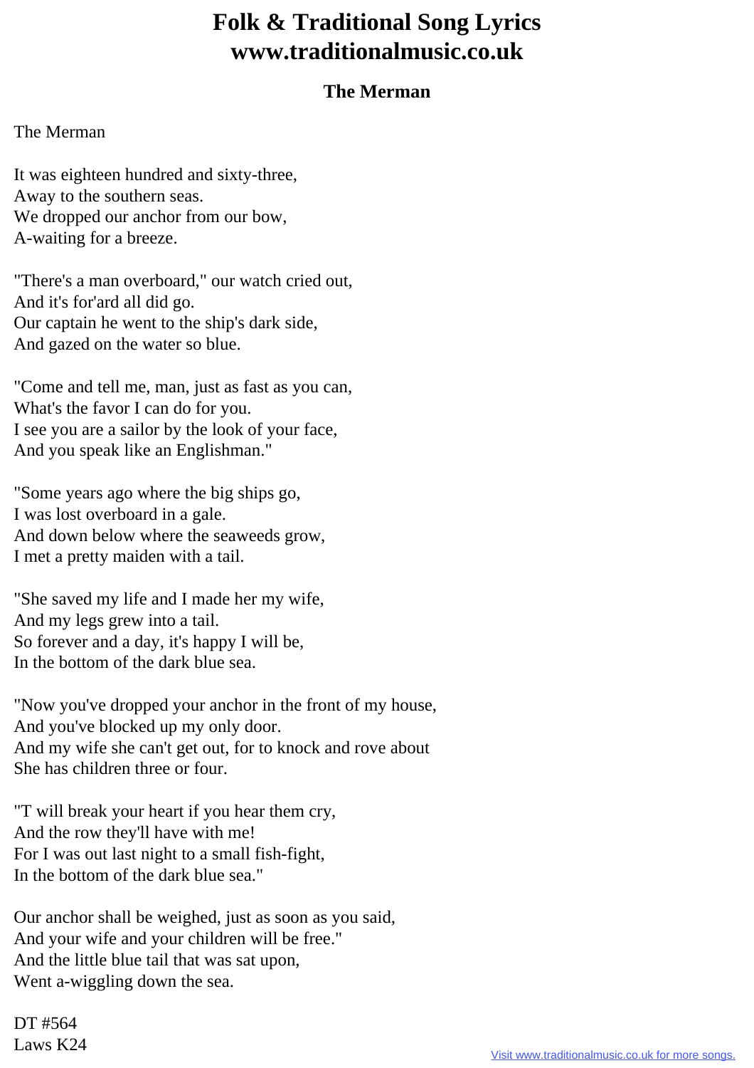# Folk & Traditional Song Lyrics
# www.traditionalmusic.co.uk

### The Merman

The Merman

It was eighteen hundred and sixty-three,
Away to the southern seas.
We dropped our anchor from our bow,
A-waiting for a breeze.

"There's a man overboard," our watch cried out,
And it's for'ard all did go.
Our captain he went to the ship's dark side,
And gazed on the water so blue.

"Come and tell me, man, just as fast as you can,
What's the favor I can do for you.
I see you are a sailor by the look of your face,
And you speak like an Englishman."

"Some years ago where the big ships go,
I was lost overboard in a gale.
And down below where the seaweeds grow,
I met a pretty maiden with a tail.

"She saved my life and I made her my wife,
And my legs grew into a tail.
So forever and a day, it's happy I will be,
In the bottom of the dark blue sea.

"Now you've dropped your anchor in the front of my house,
And you've blocked up my only door.
And my wife she can't get out, for to knock and rove about
She has children three or four.

"T will break your heart if you hear them cry,
And the row they'll have with me!
For I was out last night to a small fish-fight,
In the bottom of the dark blue sea."

Our anchor shall be weighed, just as soon as you said,
And your wife and your children will be free."
And the little blue tail that was sat upon,
Went a-wiggling down the sea.

DT #564
Laws K24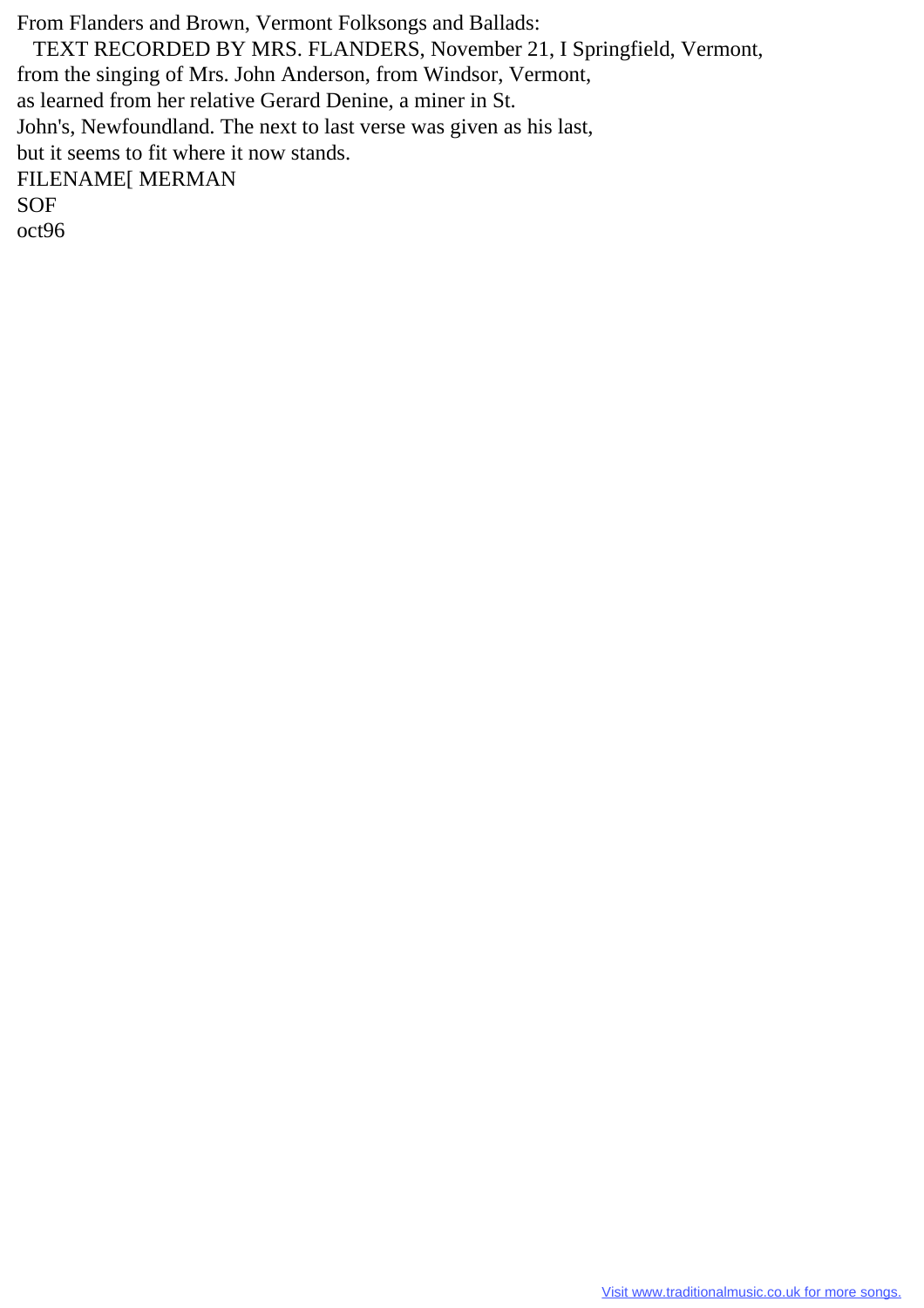From Flanders and Brown, Vermont Folksongs and Ballads:
  TEXT RECORDED BY MRS. FLANDERS, November 21, I Springfield, Vermont,
from the singing of Mrs. John Anderson, from Windsor, Vermont,
as learned from her relative Gerard Denine, a miner in St.
John's, Newfoundland. The next to last verse was given as his last,
but it seems to fit where it now stands.
FILENAME[ MERMAN
SOF
oct96